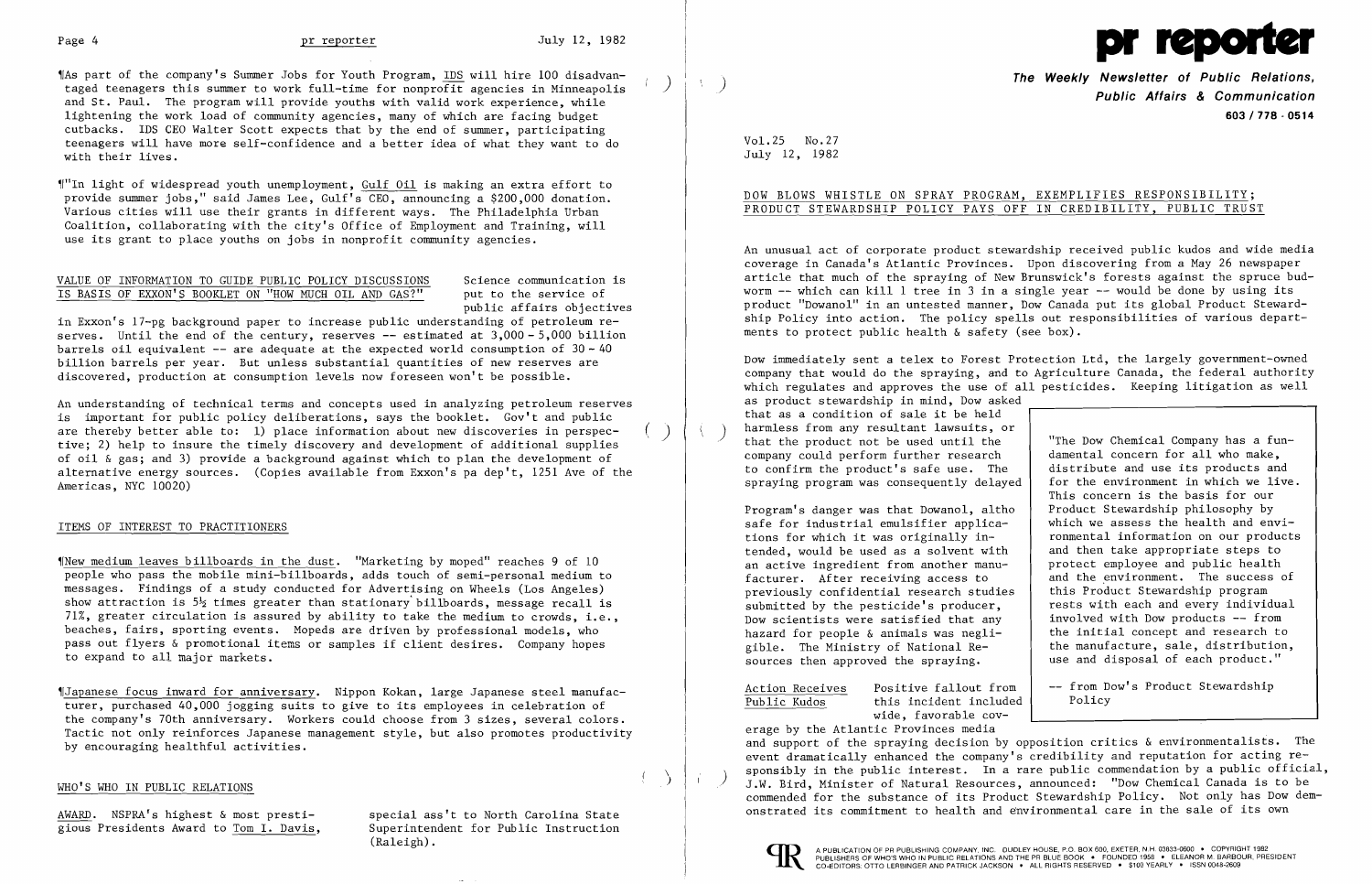¶As part of the company's Summer Jobs for Youth Program, IDS will hire 100 disadvantaged teenagers this summer to work full-time for nonprofit agencies in Minneapolis and St. Paul. The program will provide youths with valid work experience, while lightening the work load of community agencies, many of which are facing budget cutbacks. IDS CEO Walter Scott expects that by the end of summer, participating teenagers will have more self-confidence and a better idea of what they want to do with their lives.

¶"In light of widespread youth unemployment, Gulf Oil is making an extra effort to provide summer jobs," said James Lee, Gulf's CEO, announcing a $200,000 donation. Various cities will use their grants in different ways. The Philadelphia Urban Coalition, collaborating with the city's Office of Employment and Training, will use its grant to place youths on jobs in nonprofit community agencies.

## VALUE OF INFORMATION TO GUIDE PUBLIC POLICY DISCUSSIONS IS BASIS OF EXXON'S BOOKLET ON "HOW MUCH OIL AND GAS?"

Science communication is put to the service of public affairs objectives in Exxon's 17-pg background paper to increase public understanding of petroleum reserves. Until the end of the century, reserves -- estimated at 3,000 - 5,000 billion barrels oil equivalent -- are adequate at the expected world consumption of 30 - 40 billion barrels per year. But unless substantial quantities of new reserves are discovered, production at consumption levels now foreseen won't be possible.

An understanding of technical terms and concepts used in analyzing petroleum reserves is important for public policy deliberations, says the booklet. Gov't and public are thereby better able to: 1) place information about new discoveries in perspective; 2) help to insure the timely discovery and development of additional supplies of oil & gas; and 3) provide a background against which to plan the development of alternative energy sources. (Copies available from Exxon's pa dep't, 1251 Ave of the Americas, NYC 10020)

## ITEMS OF INTEREST TO PRACTITIONERS

¶New medium leaves billboards in the dust. "Marketing by moped" reaches 9 of 10 people who pass the mobile mini-billboards, adds touch of semi-personal medium to messages. Findings of a study conducted for Advertising on Wheels (Los Angeles) show attraction is 5½ times greater than stationary billboards, message recall is 71%, greater circulation is assured by ability to take the medium to crowds, i.e., beaches, fairs, sporting events. Mopeds are driven by professional models, who pass out flyers & promotional items or samples if client desires. Company hopes to expand to all major markets.

¶Japanese focus inward for anniversary. Nippon Kokan, large Japanese steel manufacturer, purchased 40,000 jogging suits to give to its employees in celebration of the company's 70th anniversary. Workers could choose from 3 sizes, several colors. Tactic not only reinforces Japanese management style, but also promotes productivity by encouraging healthful activities.

## WHO'S WHO IN PUBLIC RELATIONS

AWARD. NSPRA's highest & most prestigious Presidents Award to Tom I. Davis, special ass't to North Carolina State Superintendent for Public Instruction (Raleigh).

# pr reporter

**The Weekly Newsletter of Public Relations, Public Affairs & Communication**

**603 / 778 - 0514**

Vol.25 No.27
July 12, 1982

## DOW BLOWS WHISTLE ON SPRAY PROGRAM, EXEMPLIFIES RESPONSIBILITY; PRODUCT STEWARDSHIP POLICY PAYS OFF IN CREDIBILITY, PUBLIC TRUST

An unusual act of corporate product stewardship received public kudos and wide media coverage in Canada's Atlantic Provinces. Upon discovering from a May 26 newspaper article that much of the spraying of New Brunswick's forests against the spruce budworm -- which can kill 1 tree in 3 in a single year -- would be done by using its product "Dowanol" in an untested manner, Dow Canada put its global Product Stewardship Policy into action. The policy spells out responsibilities of various departments to protect public health & safety (see box).

Dow immediately sent a telex to Forest Protection Ltd, the largely government-owned company that would do the spraying, and to Agriculture Canada, the federal authority which regulates and approves the use of all pesticides. Keeping litigation as well as product stewardship in mind, Dow asked that as a condition of sale it be held harmless from any resultant lawsuits, or that the product not be used until the company could perform further research to confirm the product's safe use. The spraying program was consequently delayed.

Program's danger was that Dowanol, altho safe for industrial emulsifier applications for which it was originally intended, would be used as a solvent with an active ingredient from another manufacturer. After receiving access to previously confidential research studies submitted by the pesticide's producer, Dow scientists were satisfied that any hazard for people & animals was negligible. The Ministry of National Resources then approved the spraying.

> "The Dow Chemical Company has a fundamental concern for all who make, distribute and use its products and for the environment in which we live. This concern is the basis for our Product Stewardship philosophy by which we assess the health and environmental information on our products and then take appropriate steps to protect employee and public health and the environment. The success of this Product Stewardship program rests with each and every individual involved with Dow products -- from the initial concept and research to the manufacture, sale, distribution, use and disposal of each product."
>
> -- from Dow's Product Stewardship Policy

**Action Receives Public Kudos** Positive fallout from this incident included wide, favorable coverage by the Atlantic Provinces media and support of the spraying decision by opposition critics & environmentalists. The event dramatically enhanced the company's credibility and reputation for acting responsibly in the public interest. In a rare public commendation by a public official, J.W. Bird, Minister of Natural Resources, announced: "Dow Chemical Canada is to be commended for the substance of its Product Stewardship Policy. Not only has Dow demonstrated its commitment to health and environmental care in the sale of its own

A PUBLICATION OF PR PUBLISHING COMPANY, INC. DUDLEY HOUSE, P.O. BOX 600, EXETER, N.H. 03833-0600 • COPYRIGHT 1982
PUBLISHERS OF WHO'S WHO IN PUBLIC RELATIONS AND THE PR BLUE BOOK • FOUNDED 1958 • ELEANOR M. BARBOUR, PRESIDENT
CO-EDITORS, OTTO LERBINGER AND PATRICK JACKSON • ALL RIGHTS RESERVED • $100 YEARLY • ISSN 0048-2609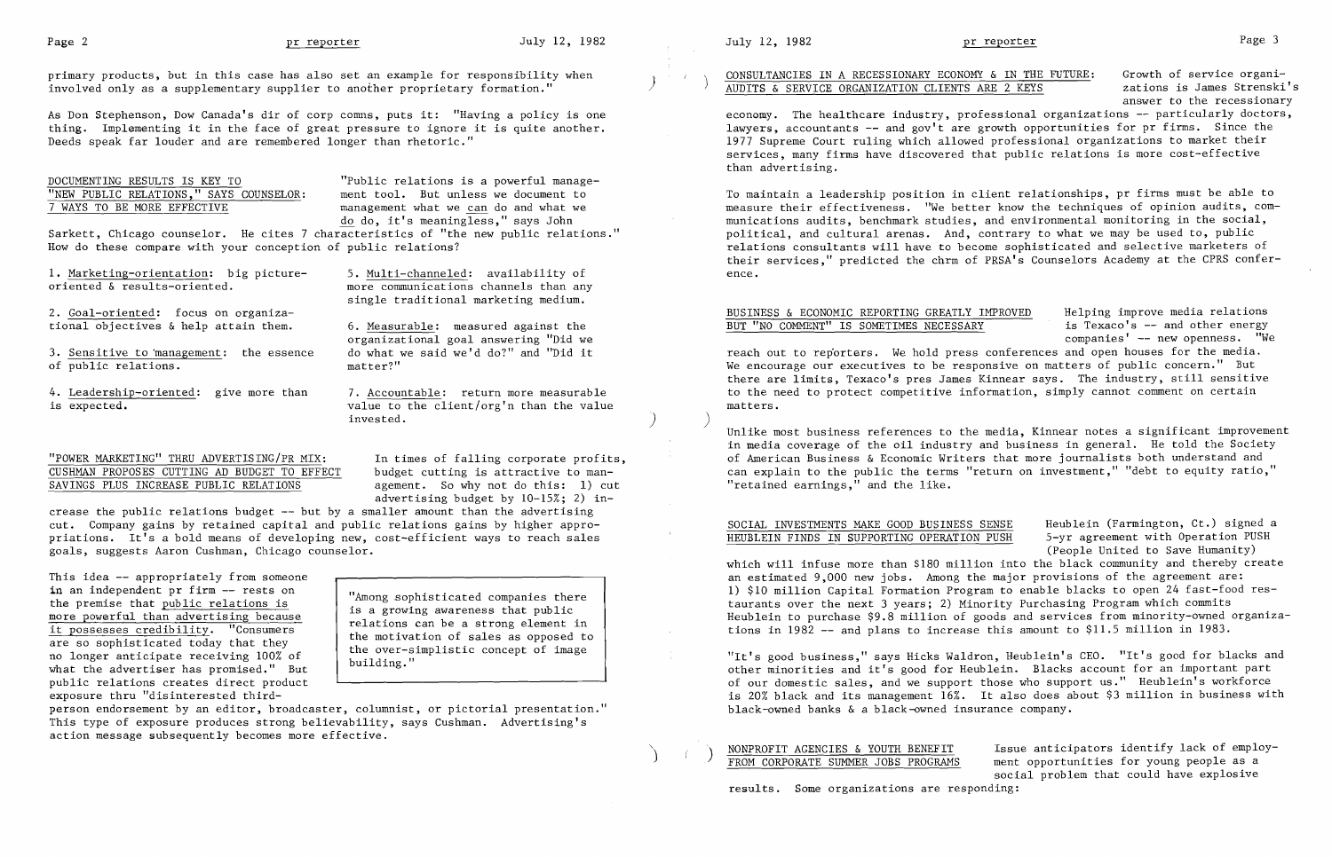primary products, but in this case has also set an example for responsibility when involved only as a supplementary supplier to another proprietary formation."

As Don Stephenson, Dow Canada's dir of corp comns, puts it: "Having a policy is one thing. Implementing it in the face of great pressure to ignore it is quite another. Deeds speak far louder and are remembered longer than rhetoric."

## DOCUMENTING RESULTS IS KEY TO "NEW PUBLIC RELATIONS," SAYS COUNSELOR: 7 WAYS TO BE MORE EFFECTIVE

"Public relations is a powerful management tool. But unless we document to management what we can do and what we do do, it's meaningless," says John Sarkett, Chicago counselor. He cites 7 characteristics of "the new public relations." How do these compare with your conception of public relations?

1. Marketing-orientation: big picture-oriented & results-oriented.
2. Goal-oriented: focus on organizational objectives & help attain them.
3. Sensitive to management: the essence of public relations.
4. Leadership-oriented: give more than is expected.
5. Multi-channeled: availability of more communications channels than any single traditional marketing medium.
6. Measurable: measured against the organizational goal answering "Did we do what we said we'd do?" and "Did it matter?"
7. Accountable: return more measurable value to the client/org'n than the value invested.

## "POWER MARKETING" THRU ADVERTISING/PR MIX: CUSHMAN PROPOSES CUTTING AD BUDGET TO EFFECT SAVINGS PLUS INCREASE PUBLIC RELATIONS

In times of falling corporate profits, budget cutting is attractive to management. So why not do this: 1) cut advertising budget by 10-15%; 2) increase the public relations budget -- but by a smaller amount than the advertising cut. Company gains by retained capital and public relations gains by higher appropriations. It's a bold means of developing new, cost-efficient ways to reach sales goals, suggests Aaron Cushman, Chicago counselor.

This idea -- appropriately from someone in an independent pr firm -- rests on the premise that public relations is more powerful than advertising because it possesses credibility. "Consumers are so sophisticated today that they no longer anticipate receiving 100% of what the advertiser has promised." But public relations creates direct product exposure thru "disinterested third-person endorsement by an editor, broadcaster, columnist, or pictorial presentation." This type of exposure produces strong believability, says Cushman. Advertising's action message subsequently becomes more effective.

> "Among sophisticated companies there is a growing awareness that public relations can be a strong element in the motivation of sales as opposed to the over-simplistic concept of image building."

## CONSULTANCIES IN A RECESSIONARY ECONOMY & IN THE FUTURE: AUDITS & SERVICE ORGANIZATION CLIENTS ARE 2 KEYS

Growth of service organizations is James Strenski's answer to the recessionary economy. The healthcare industry, professional organizations -- particularly doctors, lawyers, accountants -- and gov't are growth opportunities for pr firms. Since the 1977 Supreme Court ruling which allowed professional organizations to market their services, many firms have discovered that public relations is more cost-effective than advertising.

To maintain a leadership position in client relationships, pr firms must be able to measure their effectiveness. "We better know the techniques of opinion audits, communications audits, benchmark studies, and environmental monitoring in the social, political, and cultural arenas. And, contrary to what we may be used to, public relations consultants will have to become sophisticated and selective marketers of their services," predicted the chrm of PRSA's Counselors Academy at the CPRS conference.

## BUSINESS & ECONOMIC REPORTING GREATLY IMPROVED BUT "NO COMMENT" IS SOMETIMES NECESSARY

Helping improve media relations is Texaco's -- and other energy companies' -- new openness. "We reach out to reporters. We hold press conferences and open houses for the media. We encourage our executives to be responsive on matters of public concern." But there are limits, Texaco's pres James Kinnear says. The industry, still sensitive to the need to protect competitive information, simply cannot comment on certain matters.

Unlike most business references to the media, Kinnear notes a significant improvement in media coverage of the oil industry and business in general. He told the Society of American Business & Economic Writers that more journalists both understand and can explain to the public the terms "return on investment," "debt to equity ratio," "retained earnings," and the like.

## SOCIAL INVESTMENTS MAKE GOOD BUSINESS SENSE HEUBLEIN FINDS IN SUPPORTING OPERATION PUSH

Heublein (Farmington, Ct.) signed a 5-yr agreement with Operation PUSH (People United to Save Humanity) which will infuse more than $180 million into the black community and thereby create an estimated 9,000 new jobs. Among the major provisions of the agreement are: 1) $10 million Capital Formation Program to enable blacks to open 24 fast-food restaurants over the next 3 years; 2) Minority Purchasing Program which commits Heublein to purchase $9.8 million of goods and services from minority-owned organizations in 1982 -- and plans to increase this amount to $11.5 million in 1983.

"It's good business," says Hicks Waldron, Heublein's CEO. "It's good for blacks and other minorities and it's good for Heublein. Blacks account for an important part of our domestic sales, and we support those who support us." Heublein's workforce is 20% black and its management 16%. It also does about $3 million in business with black-owned banks & a black-owned insurance company.

## NONPROFIT AGENCIES & YOUTH BENEFIT FROM CORPORATE SUMMER JOBS PROGRAMS

Issue anticipators identify lack of employment opportunities for young people as a social problem that could have explosive results. Some organizations are responding: